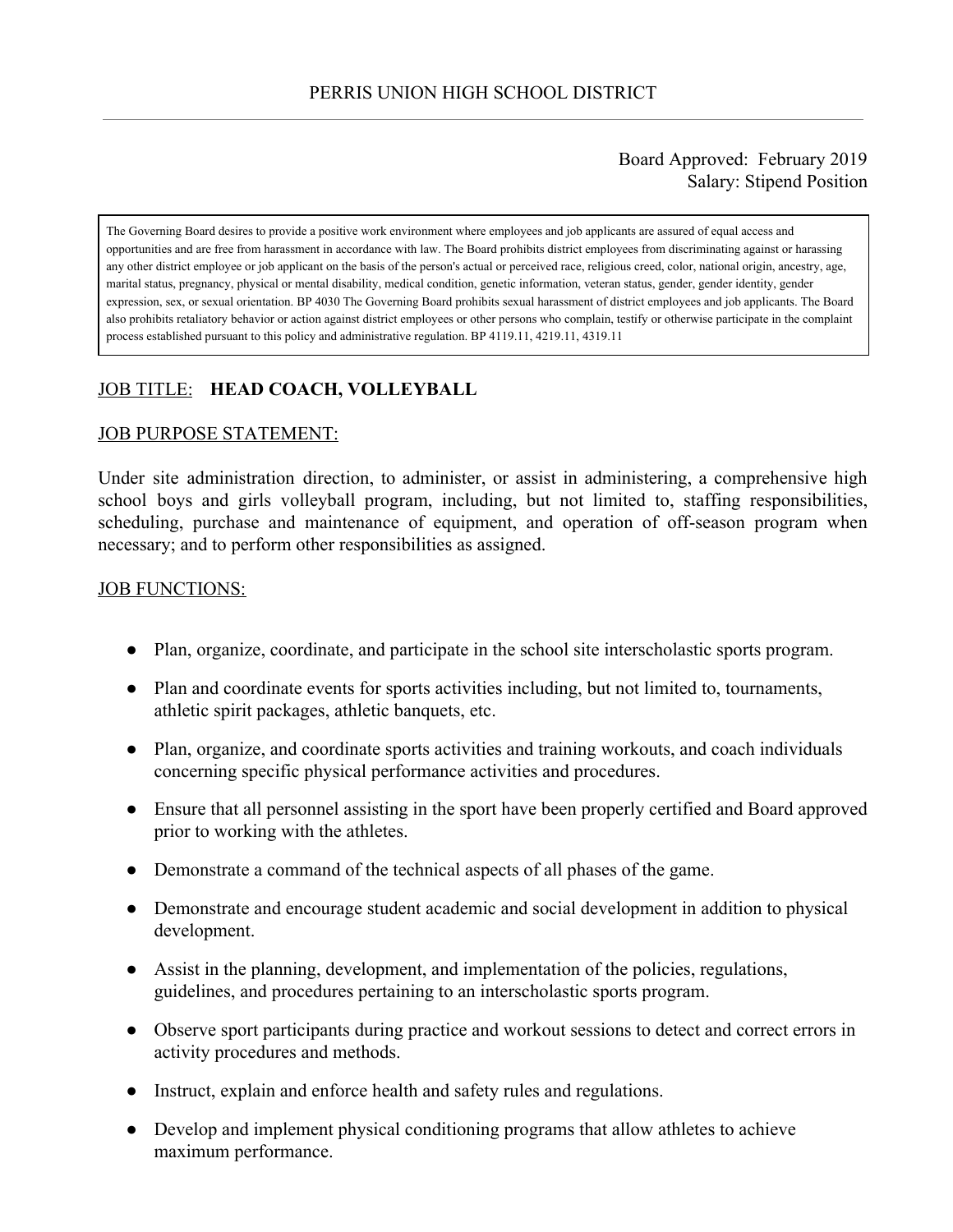# PERRIS UNION HIGH SCHOOL DISTRICT

Board Approved: February 2019
Salary: Stipend Position

> The Governing Board desires to provide a positive work environment where employees and job applicants are assured of equal access and opportunities and are free from harassment in accordance with law. The Board prohibits district employees from discriminating against or harassing any other district employee or job applicant on the basis of the person's actual or perceived race, religious creed, color, national origin, ancestry, age, marital status, pregnancy, physical or mental disability, medical condition, genetic information, veteran status, gender, gender identity, gender expression, sex, or sexual orientation. BP 4030 The Governing Board prohibits sexual harassment of district employees and job applicants. The Board also prohibits retaliatory behavior or action against district employees or other persons who complain, testify or otherwise participate in the complaint process established pursuant to this policy and administrative regulation. BP 4119.11, 4219.11, 4319.11

JOB TITLE: **HEAD COACH, VOLLEYBALL**

JOB PURPOSE STATEMENT:

Under site administration direction, to administer, or assist in administering, a comprehensive high school boys and girls volleyball program, including, but not limited to, staffing responsibilities, scheduling, purchase and maintenance of equipment, and operation of off-season program when necessary; and to perform other responsibilities as assigned.

JOB FUNCTIONS:

- Plan, organize, coordinate, and participate in the school site interscholastic sports program.
- Plan and coordinate events for sports activities including, but not limited to, tournaments, athletic spirit packages, athletic banquets, etc.
- Plan, organize, and coordinate sports activities and training workouts, and coach individuals concerning specific physical performance activities and procedures.
- Ensure that all personnel assisting in the sport have been properly certified and Board approved prior to working with the athletes.
- Demonstrate a command of the technical aspects of all phases of the game.
- Demonstrate and encourage student academic and social development in addition to physical development.
- Assist in the planning, development, and implementation of the policies, regulations, guidelines, and procedures pertaining to an interscholastic sports program.
- Observe sport participants during practice and workout sessions to detect and correct errors in activity procedures and methods.
- Instruct, explain and enforce health and safety rules and regulations.
- Develop and implement physical conditioning programs that allow athletes to achieve maximum performance.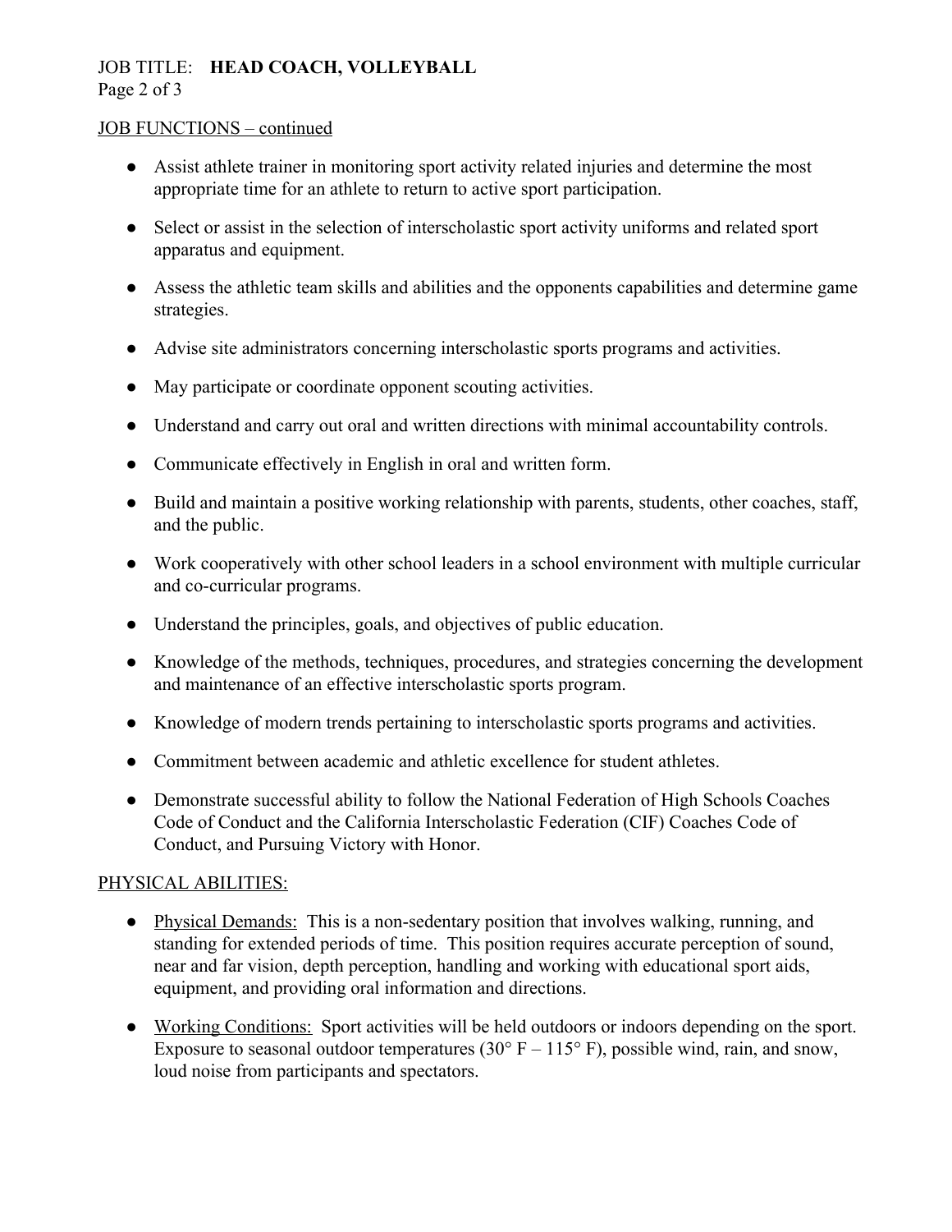## JOB FUNCTIONS – continued

- Assist athlete trainer in monitoring sport activity related injuries and determine the most appropriate time for an athlete to return to active sport participation.
- Select or assist in the selection of interscholastic sport activity uniforms and related sport apparatus and equipment.
- Assess the athletic team skills and abilities and the opponents capabilities and determine game strategies.
- Advise site administrators concerning interscholastic sports programs and activities.
- May participate or coordinate opponent scouting activities.
- Understand and carry out oral and written directions with minimal accountability controls.
- Communicate effectively in English in oral and written form.
- Build and maintain a positive working relationship with parents, students, other coaches, staff, and the public.
- Work cooperatively with other school leaders in a school environment with multiple curricular and co-curricular programs.
- Understand the principles, goals, and objectives of public education.
- Knowledge of the methods, techniques, procedures, and strategies concerning the development and maintenance of an effective interscholastic sports program.
- Knowledge of modern trends pertaining to interscholastic sports programs and activities.
- Commitment between academic and athletic excellence for student athletes.
- Demonstrate successful ability to follow the National Federation of High Schools Coaches Code of Conduct and the California Interscholastic Federation (CIF) Coaches Code of Conduct, and Pursuing Victory with Honor.

## PHYSICAL ABILITIES:

- Physical Demands: This is a non-sedentary position that involves walking, running, and standing for extended periods of time. This position requires accurate perception of sound, near and far vision, depth perception, handling and working with educational sport aids, equipment, and providing oral information and directions.
- Working Conditions: Sport activities will be held outdoors or indoors depending on the sport. Exposure to seasonal outdoor temperatures (30° F – 115° F), possible wind, rain, and snow, loud noise from participants and spectators.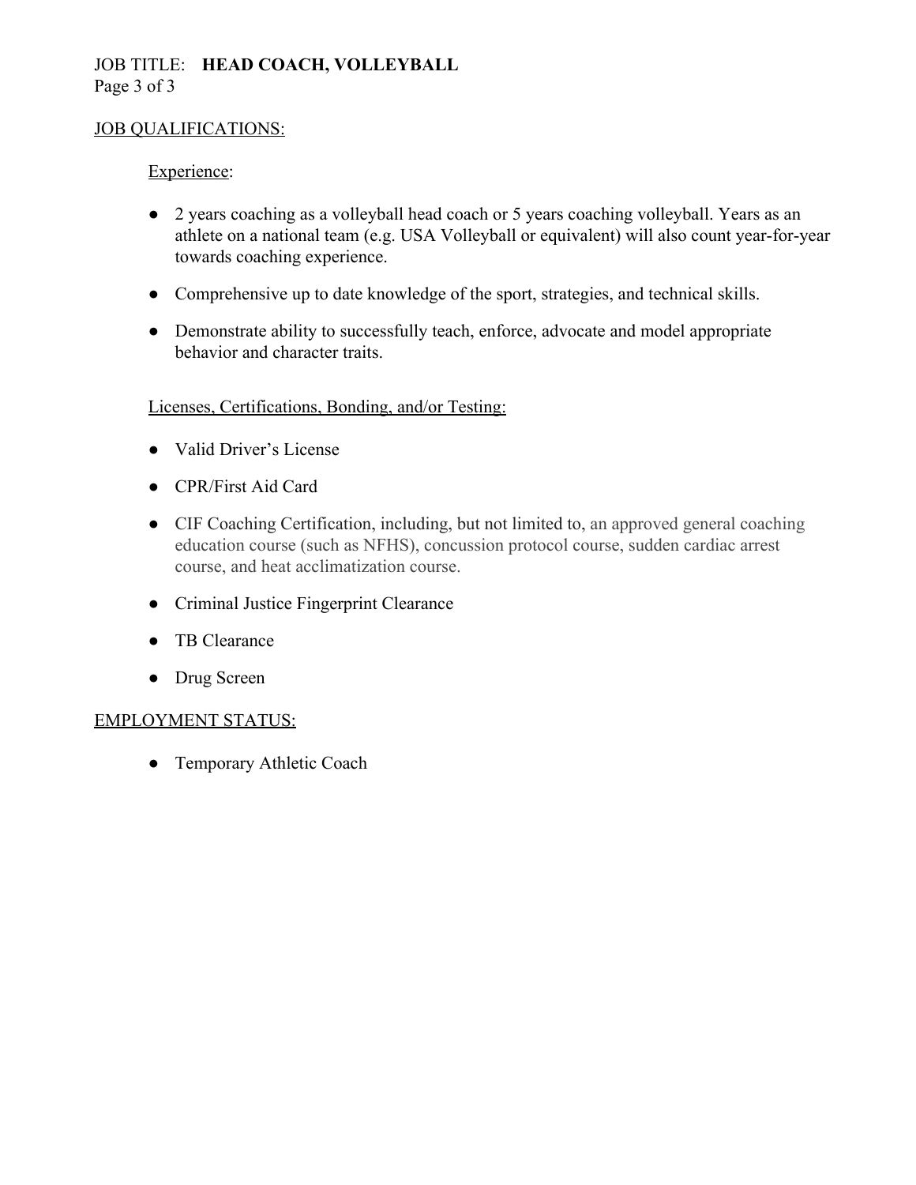## JOB QUALIFICATIONS:

### Experience:

- 2 years coaching as a volleyball head coach or 5 years coaching volleyball. Years as an athlete on a national team (e.g. USA Volleyball or equivalent) will also count year-for-year towards coaching experience.
- Comprehensive up to date knowledge of the sport, strategies, and technical skills.
- Demonstrate ability to successfully teach, enforce, advocate and model appropriate behavior and character traits.

### Licenses, Certifications, Bonding, and/or Testing:

- Valid Driver's License
- CPR/First Aid Card
- CIF Coaching Certification, including, but not limited to, an approved general coaching education course (such as NFHS), concussion protocol course, sudden cardiac arrest course, and heat acclimatization course.
- Criminal Justice Fingerprint Clearance
- TB Clearance
- Drug Screen

## EMPLOYMENT STATUS:

- Temporary Athletic Coach